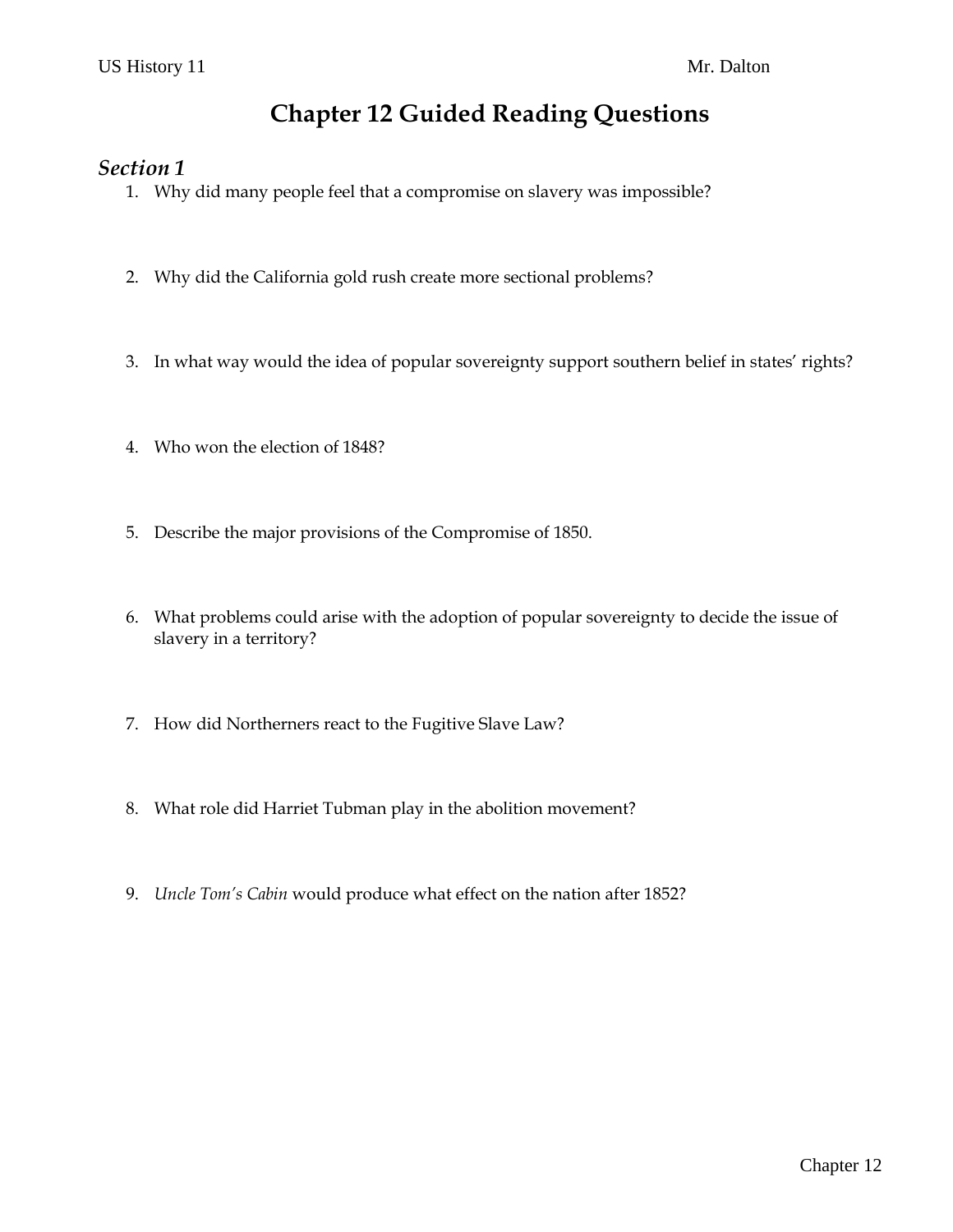# Chapter 12 Guided Reading Questions

## *Section 1*

1. Why did many people feel that a compromise on slavery was impossible?

2. Why did the California gold rush create more sectional problems?

3. In what way would the idea of popular sovereignty support southern belief in states' rights?

4. Who won the election of 1848?

5. Describe the major provisions of the Compromise of 1850.

6. What problems could arise with the adoption of popular sovereignty to decide the issue of slavery in a territory?

7. How did Northerners react to the Fugitive Slave Law?

8. What role did Harriet Tubman play in the abolition movement?

9. *Uncle Tom's Cabin* would produce what effect on the nation after 1852?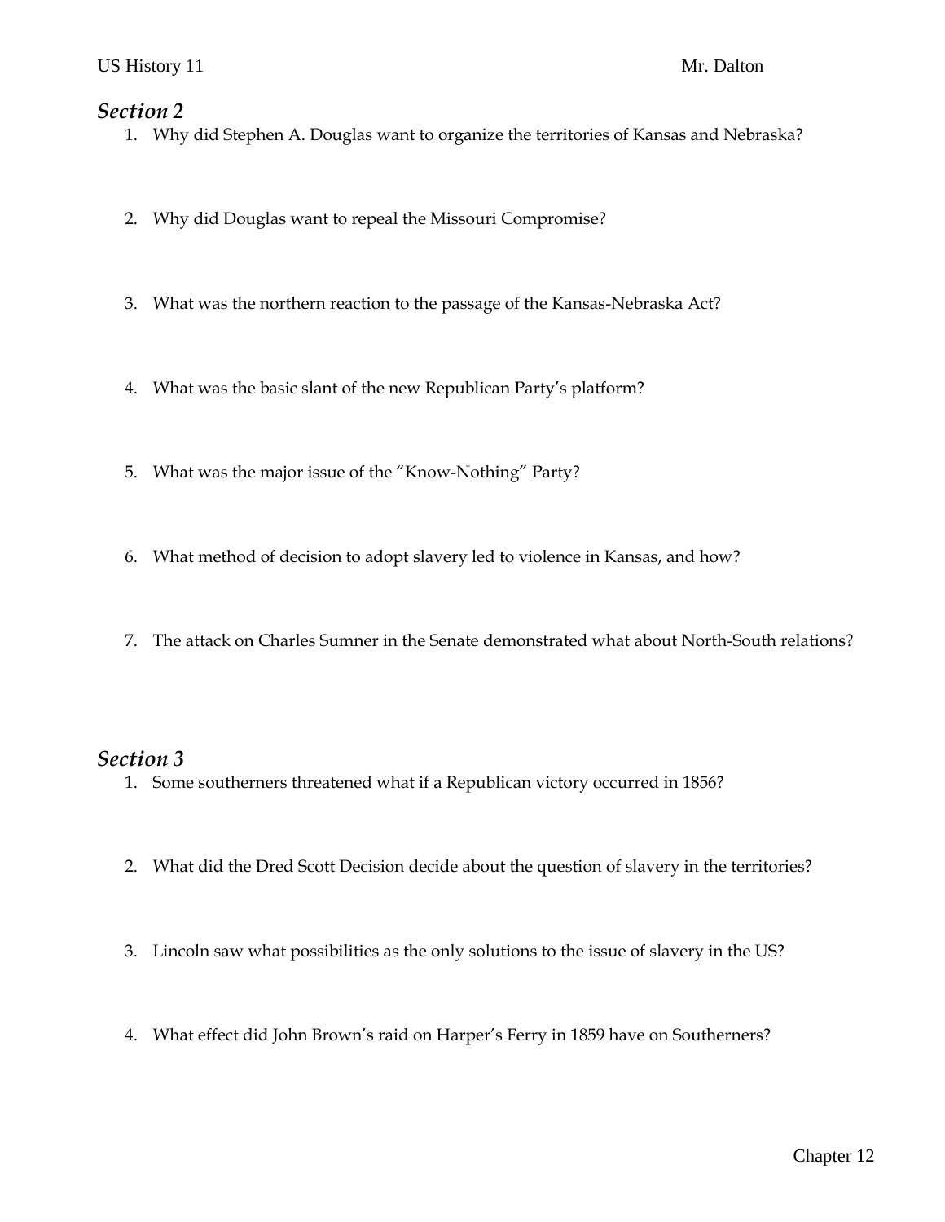## *Section 2*

1. Why did Stephen A. Douglas want to organize the territories of Kansas and Nebraska?
2. Why did Douglas want to repeal the Missouri Compromise?
3. What was the northern reaction to the passage of the Kansas-Nebraska Act?
4. What was the basic slant of the new Republican Party's platform?
5. What was the major issue of the "Know-Nothing" Party?
6. What method of decision to adopt slavery led to violence in Kansas, and how?
7. The attack on Charles Sumner in the Senate demonstrated what about North-South relations?

## *Section 3*

1. Some southerners threatened what if a Republican victory occurred in 1856?
2. What did the Dred Scott Decision decide about the question of slavery in the territories?
3. Lincoln saw what possibilities as the only solutions to the issue of slavery in the US?
4. What effect did John Brown's raid on Harper's Ferry in 1859 have on Southerners?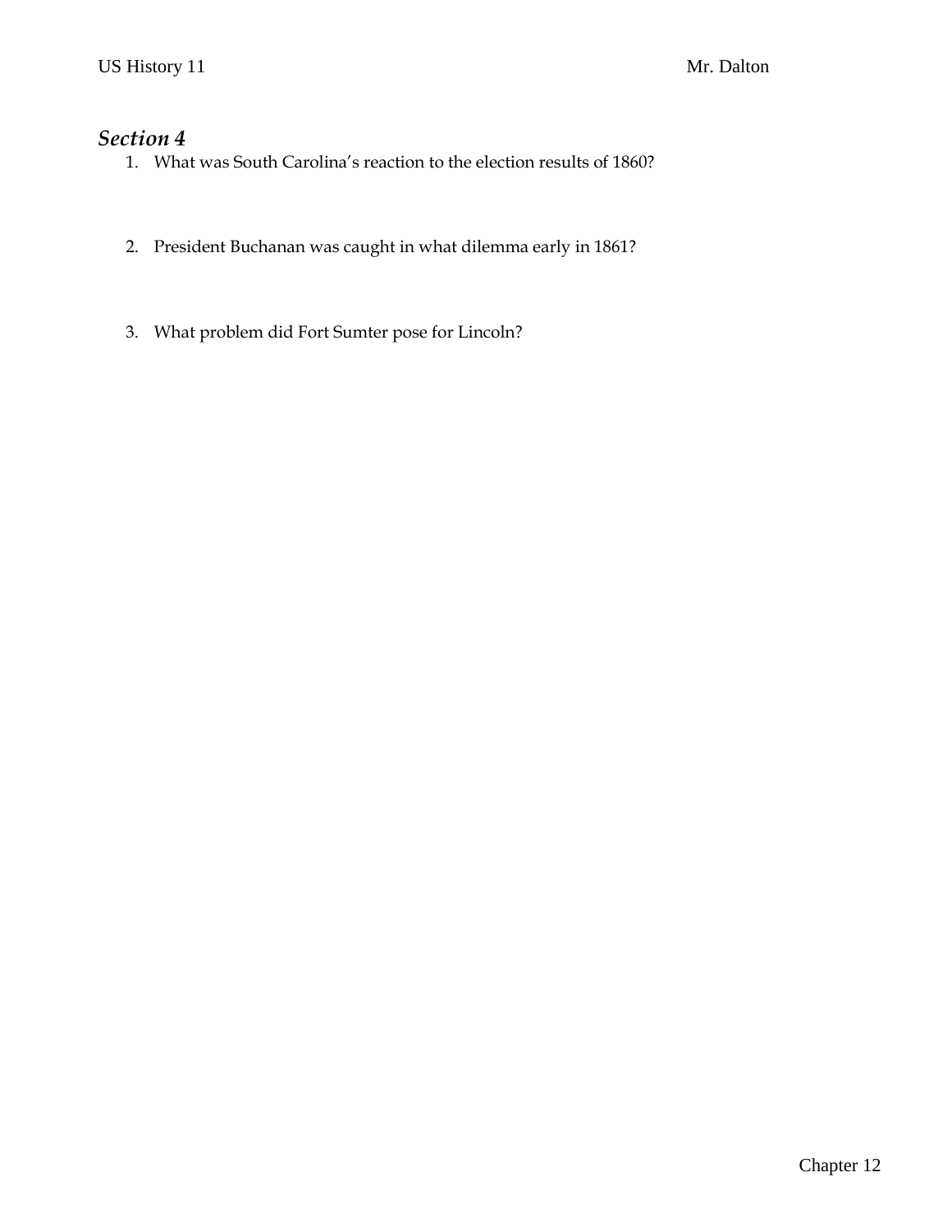## *Section 4*

1. What was South Carolina’s reaction to the election results of 1860?

2. President Buchanan was caught in what dilemma early in 1861?

3. What problem did Fort Sumter pose for Lincoln?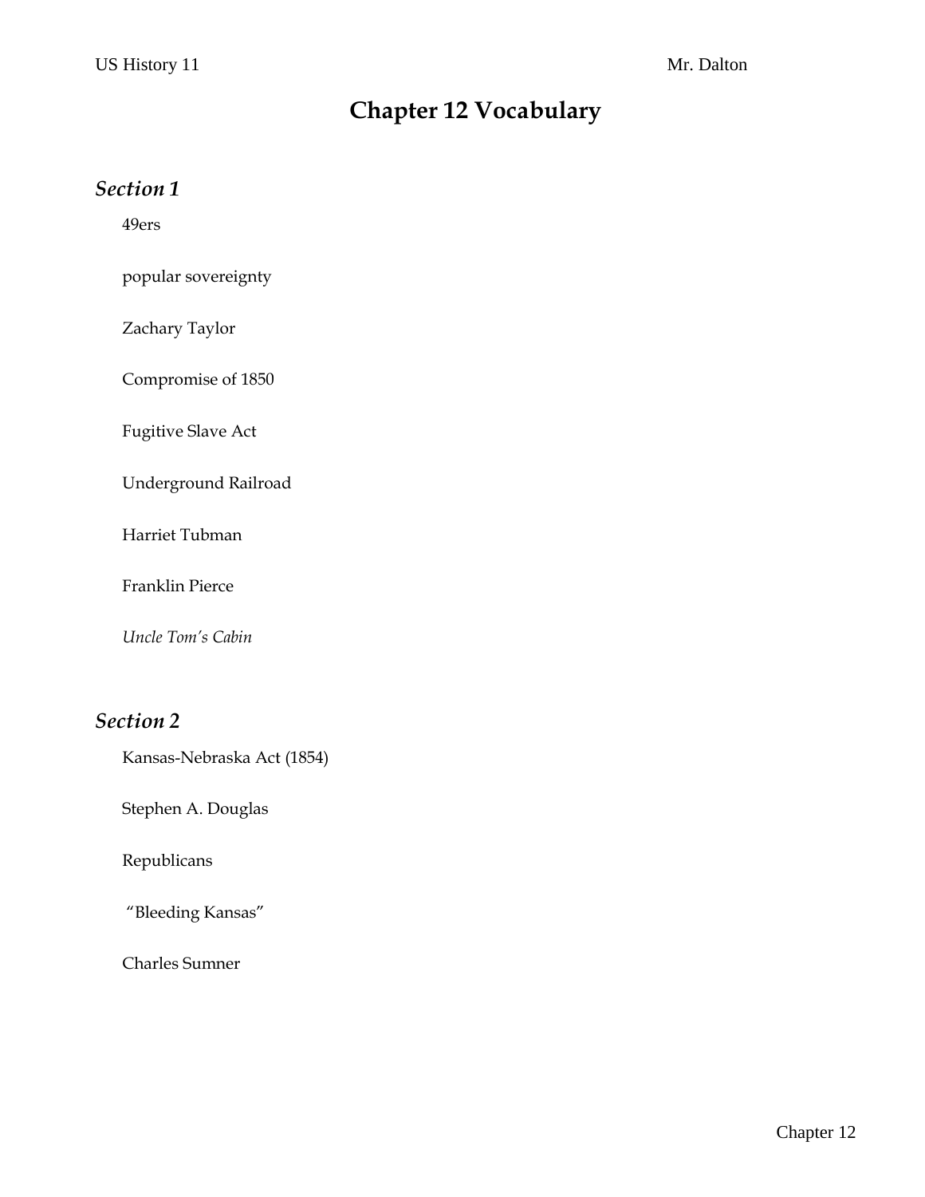# Chapter 12 Vocabulary

## *Section 1*

49ers

popular sovereignty

Zachary Taylor

Compromise of 1850

Fugitive Slave Act

Underground Railroad

Harriet Tubman

Franklin Pierce

*Uncle Tom's Cabin*

## *Section 2*

Kansas-Nebraska Act (1854)

Stephen A. Douglas

Republicans

"Bleeding Kansas"

Charles Sumner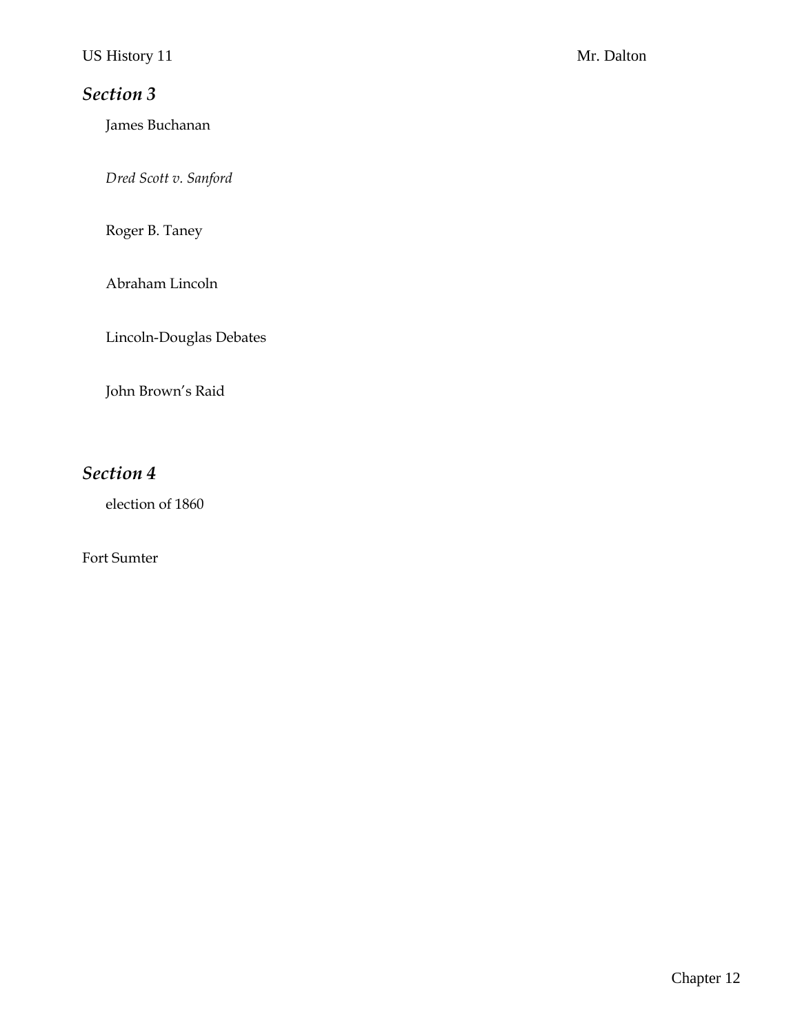## *Section 3*

James Buchanan

*Dred Scott v. Sanford*

Roger B. Taney

Abraham Lincoln

Lincoln-Douglas Debates

John Brown's Raid

## *Section 4*

election of 1860

Fort Sumter